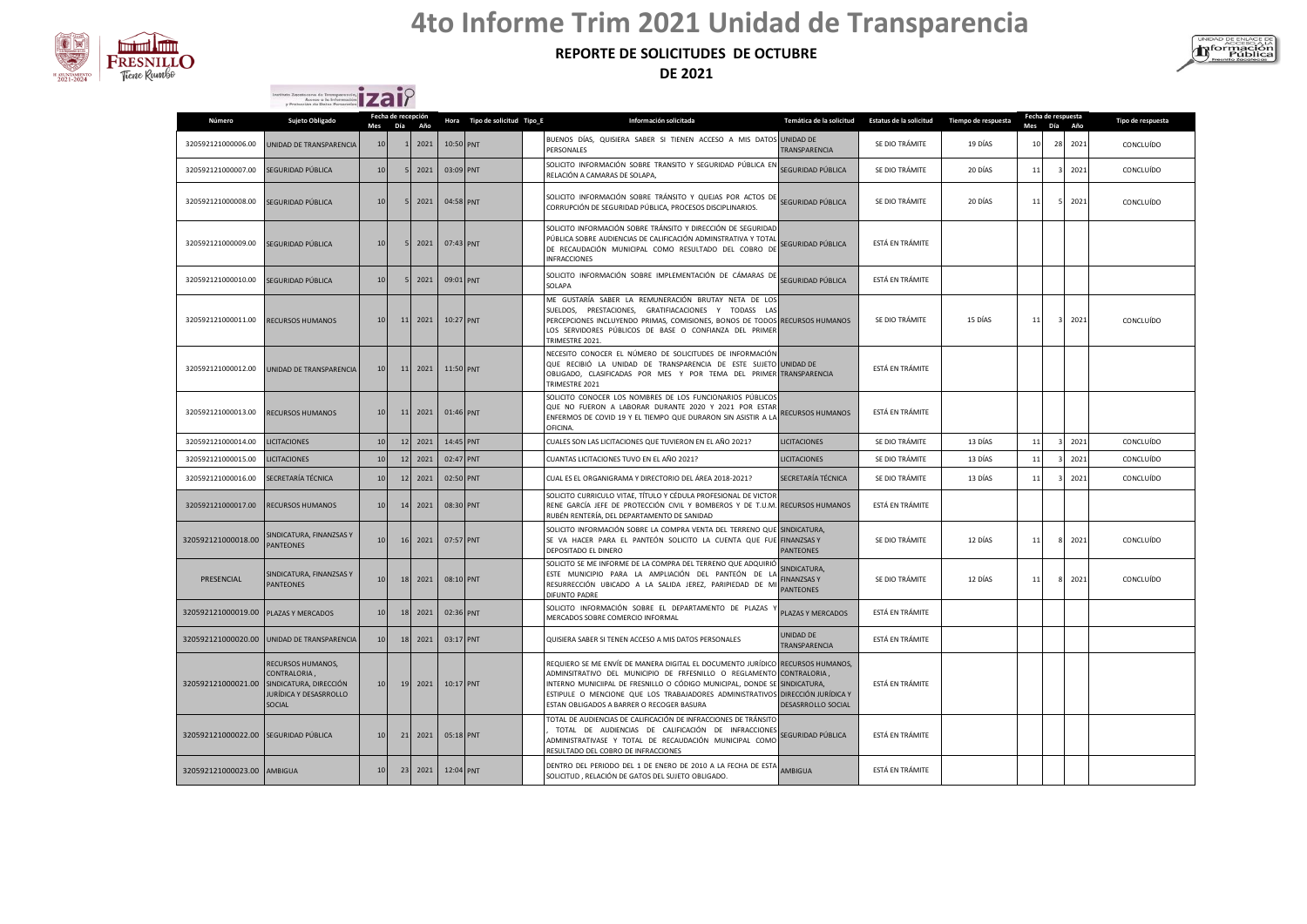# 4to Informe Trim 2021 Unidad de Transparencia

## REPORTE DE SOLICITUDES DE OCTUBRE DE 2021

| Número | Sujeto Obligado | Fecha de recepción Mes | Día | Año | Hora | Tipo de solicitud | Tipo_E | Información solicitada | Temática de la solicitud | Estatus de la solicitud | Tiempo de respuesta | Fecha de respuesta Mes | Día | Año | Tipo de respuesta |
|---|---|---|---|---|---|---|---|---|---|---|---|---|---|---|---|
| 320592121000006.00 | UNIDAD DE TRANSPARENCIA | 10 | 1 | 2021 | 10:50 | PNT | | BUENOS DÍAS, QUISIERA SABER SI TIENEN ACCESO A MIS DATOS PERSONALES | UNIDAD DE TRANSPARENCIA | SE DIO TRÁMITE | 19 DÍAS | 10 | 28 | 2021 | CONCLUÍDO |
| 320592121000007.00 | SEGURIDAD PÚBLICA | 10 | 5 | 2021 | 03:09 | PNT | | SOLICITO INFORMACIÓN SOBRE TRANSITO Y SEGURIDAD PÚBLICA EN RELACIÓN A CAMARAS DE SOLAPA, | SEGURIDAD PÚBLICA | SE DIO TRÁMITE | 20 DÍAS | 11 | 3 | 2021 | CONCLUÍDO |
| 320592121000008.00 | SEGURIDAD PÚBLICA | 10 | 5 | 2021 | 04:58 | PNT | | SOLICITO INFORMACIÓN SOBRE TRÁNSITO Y QUEJAS POR ACTOS DE CORRUPCIÓN DE SEGURIDAD PÚBLICA, PROCESOS DISCIPLINARIOS. | SEGURIDAD PÚBLICA | SE DIO TRÁMITE | 20 DÍAS | 11 | 5 | 2021 | CONCLUÍDO |
| 320592121000009.00 | SEGURIDAD PÚBLICA | 10 | 5 | 2021 | 07:43 | PNT | | SOLICITO INFORMACIÓN SOBRE TRÁNSITO Y DIRECCIÓN DE SEGURIDAD PÚBLICA SOBRE AUDIENCIAS DE CALIFICACIÓN ADMINSTRATIVA Y TOTAL DE RECAUDACIÓN MUNICIPAL COMO RESULTADO DEL COBRO DE INFRACCIONES | SEGURIDAD PÚBLICA | ESTÁ EN TRÁMITE | | | | | |
| 320592121000010.00 | SEGURIDAD PÚBLICA | 10 | 5 | 2021 | 09:01 | PNT | | SOLICITO INFORMACIÓN SOBRE IMPLEMENTACIÓN DE CÁMARAS DE SOLAPA | SEGURIDAD PÚBLICA | ESTÁ EN TRÁMITE | | | | | |
| 320592121000011.00 | RECURSOS HUMANOS | 10 | 11 | 2021 | 10:27 | PNT | | ME GUSTARÍA SABER LA REMUNERACIÓN BRUTAY NETA DE LOS SUELDOS, PRESTACIONES, GRATIFIACACIONES Y TODASS LAS PERCEPCIONES INCLUYENDO PRIMAS, COMISIONES, BONOS DE TODOS LOS SERVIDORES PÚBLICOS DE BASE O CONFIANZA DEL PRIMER TRIMESTRE 2021. | RECURSOS HUMANOS | SE DIO TRÁMITE | 15 DÍAS | 11 | 3 | 2021 | CONCLUÍDO |
| 320592121000012.00 | UNIDAD DE TRANSPARENCIA | 10 | 11 | 2021 | 11:50 | PNT | | NECESITO CONOCER EL NÚMERO DE SOLICITUDES DE INFORMACIÓN QUE RECIBIÓ LA UNIDAD DE TRANSPARENCIA DE ESTE SUJETO OBLIGADO, CLASIFICADAS POR MES Y POR TEMA DEL PRIMER TRIMESTRE 2021 | UNIDAD DE TRANSPARENCIA | ESTÁ EN TRÁMITE | | | | | |
| 320592121000013.00 | RECURSOS HUMANOS | 10 | 11 | 2021 | 01:46 | PNT | | SOLICITO CONOCER LOS NOMBRES DE LOS FUNCIONARIOS PÚBLICOS QUE NO FUERON A LABORAR DURANTE 2020 Y 2021 POR ESTAR ENFERMOS DE COVID 19 Y EL TIEMPO QUE DURARON SIN ASISTIR A LA OFICINA. | RECURSOS HUMANOS | ESTÁ EN TRÁMITE | | | | | |
| 320592121000014.00 | LICITACIONES | 10 | 12 | 2021 | 14:45 | PNT | | CUALES SON LAS LICITACIONES QUE TUVIERON EN EL AÑO 2021? | LICITACIONES | SE DIO TRÁMITE | 13 DÍAS | 11 | 3 | 2021 | CONCLUÍDO |
| 320592121000015.00 | LICITACIONES | 10 | 12 | 2021 | 02:47 | PNT | | CUANTAS LICITACIONES TUVO EN EL AÑO 2021? | LICITACIONES | SE DIO TRÁMITE | 13 DÍAS | 11 | 3 | 2021 | CONCLUÍDO |
| 320592121000016.00 | SECRETARÍA TÉCNICA | 10 | 12 | 2021 | 02:50 | PNT | | CUAL ES EL ORGANIGRAMA Y DIRECTORIO DEL ÁREA 2018-2021? | SECRETARÍA TÉCNICA | SE DIO TRÁMITE | 13 DÍAS | 11 | 3 | 2021 | CONCLUÍDO |
| 320592121000017.00 | RECURSOS HUMANOS | 10 | 14 | 2021 | 08:30 | PNT | | SOLICITO CURRICULO VITAE, TÍTULO Y CÉDULA PROFESIONAL DE VICTOR RENE GARCÍA JEFE DE PROTECCIÓN CIVIL Y BOMBEROS Y DE T.U.M. RUBÉN RENTERÍA, DEL DEPARTAMENTO DE SANIDAD | RECURSOS HUMANOS | ESTÁ EN TRÁMITE | | | | | |
| 320592121000018.00 | SINDICATURA, FINANZSAS Y PANTEONES | 10 | 16 | 2021 | 07:57 | PNT | | SOLICITO INFORMACIÓN SOBRE LA COMPRA VENTA DEL TERRENO QUE SE VA HACER PARA EL PANTEÓN SOLICITO LA CUENTA QUE FUE DEPOSITADO EL DINERO | SINDICATURA, FINANZSAS Y PANTEONES | SE DIO TRÁMITE | 12 DÍAS | 11 | 8 | 2021 | CONCLUÍDO |
| PRESENCIAL | SINDICATURA, FINANZSAS Y PANTEONES | 10 | 18 | 2021 | 08:10 | PNT | | SOLICITO SE ME INFORME DE LA COMPRA DEL TERRENO QUE ADQUIRIÓ ESTE MUNICIPIO PARA LA AMPLIACIÓN DEL PANTEÓN DE LA RESURRECCIÓN UBICADO A LA SALIDA JEREZ, PARIPIEDAD DE MI DIFUNTO PADRE | SINDICATURA, FINANZSAS Y PANTEONES | SE DIO TRÁMITE | 12 DÍAS | 11 | 8 | 2021 | CONCLUÍDO |
| 320592121000019.00 | PLAZAS Y MERCADOS | 10 | 18 | 2021 | 02:36 | PNT | | SOLICITO INFORMACIÓN SOBRE EL DEPARTAMENTO DE PLAZAS Y MERCADOS SOBRE COMERCIO INFORMAL | PLAZAS Y MERCADOS | ESTÁ EN TRÁMITE | | | | | |
| 320592121000020.00 | UNIDAD DE TRANSPARENCIA | 10 | 18 | 2021 | 03:17 | PNT | | QUISIERA SABER SI TENEN ACCESO A MIS DATOS PERSONALES | UNIDAD DE TRANSPARENCIA | ESTÁ EN TRÁMITE | | | | | |
| 320592121000021.00 | RECURSOS HUMANOS, CONTRALORIA , SINDICATURA, DIRECCIÓN JURÍDICA Y DESASRROLLO SOCIAL | 10 | 19 | 2021 | 10:17 | PNT | | REQUIERO SE ME ENVÍE DE MANERA DIGITAL EL DOCUMENTO JURÍDICO ADMINSITRATIVO DEL MUNICIPIO DE FRFESNILLO O REGLAMENTO INTERNO MUNICIIPAL DE FRESNILLO O CÓDIGO MUNICIPAL, DONDE SE ESTIPULE O MENCIONE QUE LOS TRABAJADORES ADMINISTRATIVOS ESTAN OBLIGADOS A BARRER O RECOGER BASURA | RECURSOS HUMANOS, CONTRALORIA , SINDICATURA, DIRECCIÓN JURÍDICA Y DESASRROLLO SOCIAL | ESTÁ EN TRÁMITE | | | | | |
| 320592121000022.00 | SEGURIDAD PÚBLICA | 10 | 21 | 2021 | 05:18 | PNT | | TOTAL DE AUDIENCIAS DE CALIFICACIÓN DE INFRACCIONES DE TRÁNSITO , TOTAL DE AUDIENCIAS DE CALIFICACIÓN DE INFRACCIONES ADMINISTRATIVASE Y TOTAL DE RECAUDACIÓN MUNICIPAL COMO RESULTADO DEL COBRO DE INFRACCIONES | SEGURIDAD PÚBLICA | ESTÁ EN TRÁMITE | | | | | |
| 320592121000023.00 | AMBIGUA | 10 | 23 | 2021 | 12:04 | PNT | | DENTRO DEL PERIODO DEL 1 DE ENERO DE 2010 A LA FECHA DE ESTA SOLICITUD , RELACIÓN DE GATOS DEL SUJETO OBLIGADO. | AMBIGUA | ESTÁ EN TRÁMITE | | | | | |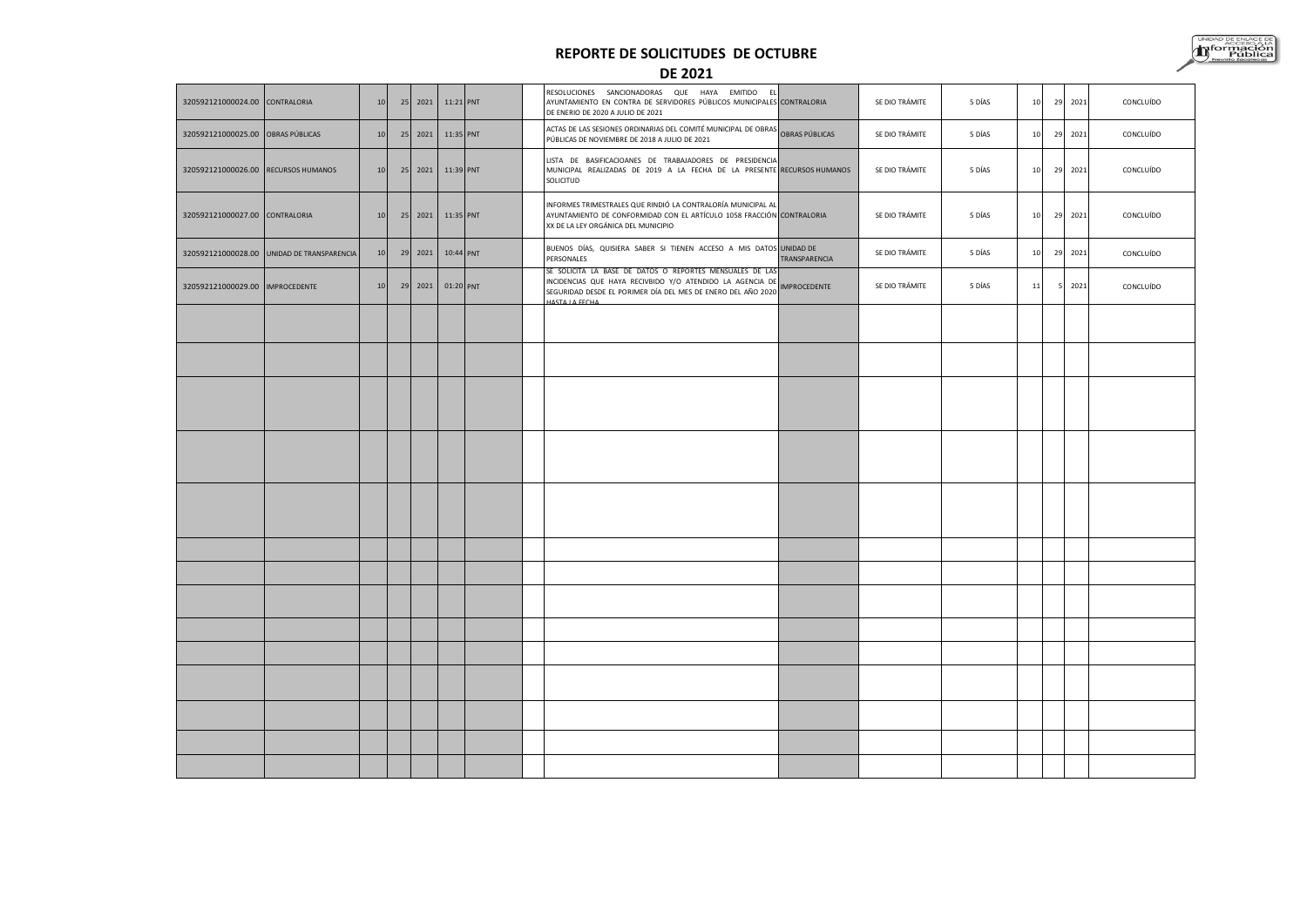# REPORTE DE SOLICITUDES DE OCTUBRE DE 2021

| | | | | | | | | | | | | | | | | |
|---|---|---|---|---|---|---|---|---|---|---|---|---|---|---|---|---|
| 320592121000024.00 | CONTRALORIA | 10 | 25 | 2021 | 11:21 | PNT | | RESOLUCIONES SANCIONADORAS QUE HAYA EMITIDO EL AYUNTAMIENTO EN CONTRA DE SERVIDORES PÚBLICOS MUNICIPALES DE ENERO DE 2020 A JULIO DE 2021 | CONTRALORIA | SE DIO TRÁMITE | 5 DÍAS | 10 | 29 | 2021 | CONCLUÍDO |
| 320592121000025.00 | OBRAS PÚBLICAS | 10 | 25 | 2021 | 11:35 | PNT | | ACTAS DE LAS SESIONES ORDINARIAS DEL COMITÉ MUNICIPAL DE OBRAS PÚBLICAS DE NOVIEMBRE DE 2018 A JULIO DE 2021 | OBRAS PÚBLICAS | SE DIO TRÁMITE | 5 DÍAS | 10 | 29 | 2021 | CONCLUÍDO |
| 320592121000026.00 | RECURSOS HUMANOS | 10 | 25 | 2021 | 11:39 | PNT | | LISTA DE BASIFICACIOANES DE TRABAJADORES DE PRESIDENCIA MUNICIPAL REALIZADAS DE 2019 A LA FECHA DE LA PRESENTE SOLICITUD | RECURSOS HUMANOS | SE DIO TRÁMITE | 5 DÍAS | 10 | 29 | 2021 | CONCLUÍDO |
| 320592121000027.00 | CONTRALORIA | 10 | 25 | 2021 | 11:35 | PNT | | INFORMES TRIMESTRALES QUE RINDIÓ LA CONTRALORÍA MUNICIPAL AL AYUNTAMIENTO DE CONFORMIDAD CON EL ARTÍCULO 1058 FRACCIÓN XX DE LA LEY ORGÁNICA DEL MUNICIPIO | CONTRALORIA | SE DIO TRÁMITE | 5 DÍAS | 10 | 29 | 2021 | CONCLUÍDO |
| 320592121000028.00 | UNIDAD DE TRANSPARENCIA | 10 | 29 | 2021 | 10:44 | PNT | | BUENOS DÍAS, QUISIERA SABER SI TIENEN ACCESO A MIS DATOS PERSONALES | UNIDAD DE TRANSPARENCIA | SE DIO TRÁMITE | 5 DÍAS | 10 | 29 | 2021 | CONCLUÍDO |
| 320592121000029.00 | IMPROCEDENTE | 10 | 29 | 2021 | 01:20 | PNT | | SE SOLICITA LA BASE DE DATOS O REPORTES MENSUALES DE LAS INCIDENCIAS QUE HAYA RECIVBIDO Y/O ATENDIDO LA AGENCIA DE SEGURIDAD DESDE EL PORIMER DÍA DEL MES DE ENERO DEL AÑO 2020 HASTA LA FECHA | IMPROCEDENTE | SE DIO TRÁMITE | 5 DÍAS | 11 | 5 | 2021 | CONCLUÍDO |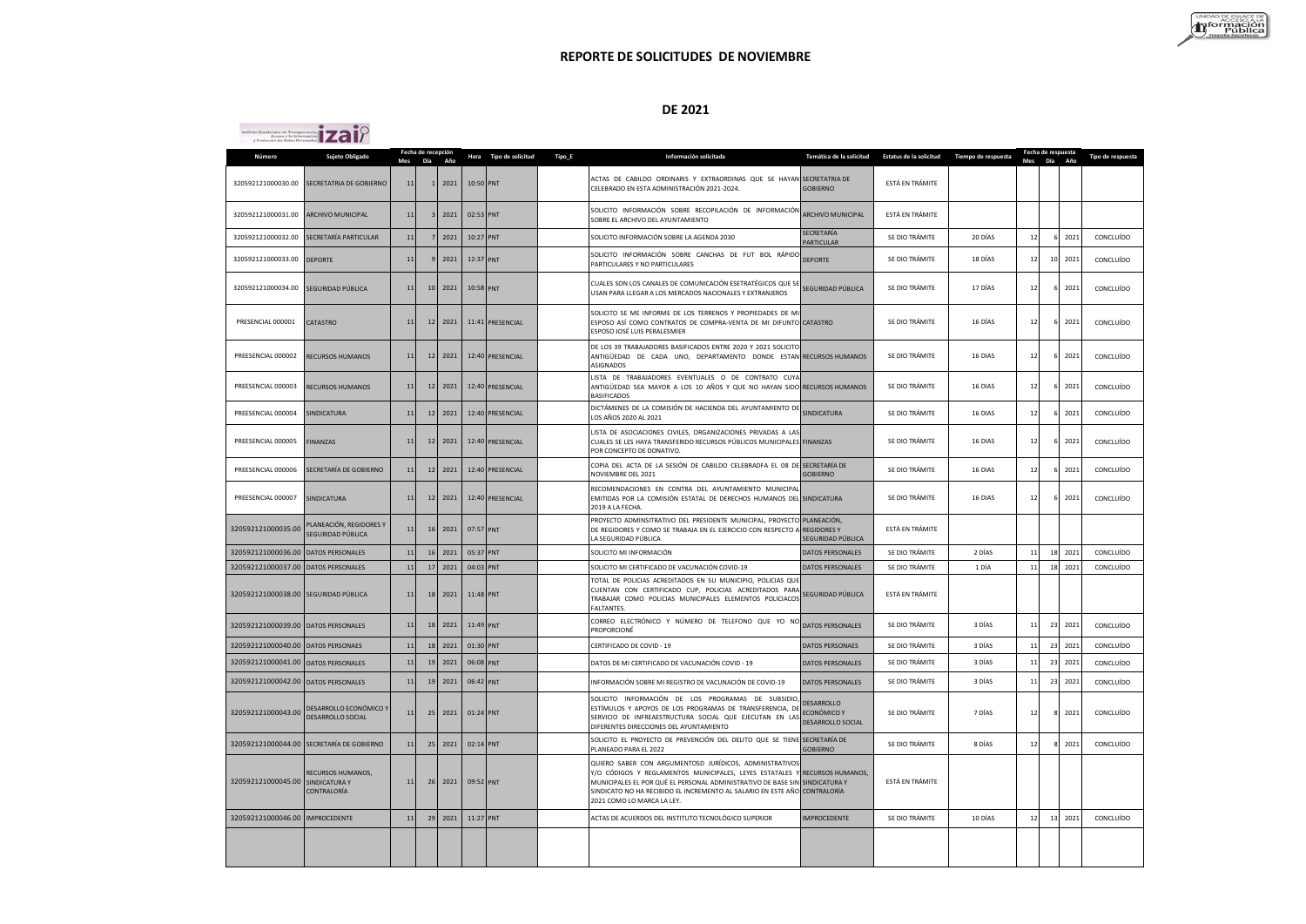# REPORTE DE SOLICITUDES DE NOVIEMBRE

## DE 2021

| Número | Sujeto Obligado | Fecha de recepción | | | Hora | Tipo de solicitud | Tipo_E | Información solicitada | Temática de la solicitud | Estatus de la solicitud | Tiempo de respuesta | Fecha de respuesta | | | Tipo de respuesta |
|---|---|---|---|---|---|---|---|---|---|---|---|---|---|---|---|
| | | Mes | Día | Año | | | | | | | | Mes | Día | Año | |
| 320592121000030.00 | SECRETATRIA DE GOBIERNO | 11 | 1 | 2021 | 10:50 | PNT | | ACTAS DE CABILDO ORDINARIS Y EXTRAORDINAS QUE SE HAYAN CELEBRADO EN ESTA ADMINISTRACIÓN 2021-2024. | SECRETATRIA DE GOBIERNO | ESTÁ EN TRÁMITE | | | | | |
| 320592121000031.00 | ARCHIVO MUNICIPAL | 11 | 3 | 2021 | 02:53 | PNT | | SOLICITO INFORMACIÓN SOBRE RECOPILACIÓN DE INFORMACIÓN SOBRE EL ARCHIVO DEL AYUNTAMIENTO | ARCHIVO MUNICIPAL | ESTÁ EN TRÁMITE | | | | | |
| 320592121000032.00 | SECRETARÍA PARTICULAR | 11 | 7 | 2021 | 10:27 | PNT | | SOLICITO INFORMACIÓN SOBRE LA AGENDA 2030 | SECRETARÍA PARTICULAR | SE DIO TRÁMITE | 20 DÍAS | 12 | 6 | 2021 | CONCLUÍDO |
| 320592121000033.00 | DEPORTE | 11 | 9 | 2021 | 12:37 | PNT | | SOLICITO INFORMACIÓN SOBRE CANCHAS DE FUT BOL RÁPIDO PARTICULARES Y NO PARTICULARES | DEPORTE | SE DIO TRÁMITE | 18 DÍAS | 12 | 10 | 2021 | CONCLUÍDO |
| 320592121000034.00 | SEGURIDAD PÚBLICA | 11 | 10 | 2021 | 10:58 | PNT | | CUALES SON LOS CANALES DE COMUNICACIÓN ESETRATÉGICOS QUE SE USAN PARA LLEGAR A LOS MERCADOS NACIONALES Y EXTRANJEROS | SEGURIDAD PÚBLICA | SE DIO TRÁMITE | 17 DÍAS | 12 | 6 | 2021 | CONCLUÍDO |
| PRESENCIAL 000001 | CATASTRO | 11 | 12 | 2021 | 11:41 | PRESENCIAL | | SOLICITO SE ME INFORME DE LOS TERRENOS Y PROPIEDADES DE MI ESPOSO ASÍ COMO CONTRATOS DE COMPRA-VENTA DE MI DIFUNTO ESPOSO JOSÉ LUIS PERALESMIER | CATASTRO | SE DIO TRÁMITE | 16 DÍAS | 12 | 6 | 2021 | CONCLUÍDO |
| PREESENCIAL 000002 | RECURSOS HUMANOS | 11 | 12 | 2021 | 12:40 | PRESENCIAL | | DE LOS 39 TRABAJADORES BASIFICADOS ENTRE 2020 Y 2021 SOLICITO ANTIGÜEDAD DE CADA UNO, DEPARTAMENTO DONDE ESTAN ASIGNADOS | RECURSOS HUMANOS | SE DIO TRÁMITE | 16 DÍAS | 12 | 6 | 2021 | CONCLUÍDO |
| PREESENCIAL 000003 | RECURSOS HUMANOS | 11 | 12 | 2021 | 12:40 | PRESENCIAL | | LISTA DE TRABAJADORES EVENTUALES O DE CONTRATO CUYA ANTIGÜEDAD SEA MAYOR A LOS 10 AÑOS Y QUE NO HAYAN SIDO BASIFICADOS | RECURSOS HUMANOS | SE DIO TRÁMITE | 16 DÍAS | 12 | 6 | 2021 | CONCLUÍDO |
| PREESENCIAL 000004 | SINDICATURA | 11 | 12 | 2021 | 12:40 | PRESENCIAL | | DICTÁMENES DE LA COMISIÓN DE HACIENDA DEL AYUNTAMIENTO DE LOS AÑOS 2020 AL 2021 | SINDICATURA | SE DIO TRÁMITE | 16 DÍAS | 12 | 6 | 2021 | CONCLUÍDO |
| PREESENCIAL 000005 | FINANZAS | 11 | 12 | 2021 | 12:40 | PRESENCIAL | | LISTA DE ASOCIACIONES CIVILES, ORGANIZACIONES PRIVADAS A LAS CUALES SE LES HAYA TRANSFERIDO RECURSOS PÚBLICOS MUNICIPALES POR CONCEPTO DE DONATIVO. | FINANZAS | SE DIO TRÁMITE | 16 DÍAS | 12 | 6 | 2021 | CONCLUÍDO |
| PREESENCIAL 000006 | SECRETARÍA DE GOBIERNO | 11 | 12 | 2021 | 12:40 | PRESENCIAL | | COPIA DEL ACTA DE LA SESIÓN DE CABILDO CELEBRADFA EL 08 DE NOVIEMBRE DEL 2021 | SECRETARÍA DE GOBIERNO | SE DIO TRÁMITE | 16 DÍAS | 12 | 6 | 2021 | CONCLUÍDO |
| PREESENCIAL 000007 | SINDICATURA | 11 | 12 | 2021 | 12:40 | PRESENCIAL | | RECOMENDACIONES EN CONTRA DEL AYUNTAMIENTO MUNICIPAL EMITIDAS POR LA COMISIÓN ESTATAL DE DERECHOS HUMANOS DEL 2019 A LA FECHA. | SINDICATURA | SE DIO TRÁMITE | 16 DÍAS | 12 | 6 | 2021 | CONCLUÍDO |
| 320592121000035.00 | PLANEACIÓN, REGIDORES Y SEGURIDAD PÚBLICA | 11 | 16 | 2021 | 07:57 | PNT | | PROYECTO ADMINSITRATIVO DEL PRESIDENTE MUNICIPAL, PROYECTO DE REGIDORES Y COMO SE TRABAJA EN EL EJERCICIO CON RESPECTO A LA SEGURIDAD PÚBLICA | PLANEACIÓN, REGIDORES Y SEGURIDAD PÚBLICA | ESTÁ EN TRÁMITE | | | | | |
| 320592121000036.00 | DATOS PERSONALES | 11 | 16 | 2021 | 05:37 | PNT | | SOLICITO MI INFORMACIÓN | DATOS PERSONALES | SE DIO TRÁMITE | 2 DÍAS | 11 | 18 | 2021 | CONCLUÍDO |
| 320592121000037.00 | DATOS PERSONALES | 11 | 17 | 2021 | 04:03 | PNT | | SOLICITO MI CERTIFICADO DE VACUNACIÓN COVID-19 | DATOS PERSONALES | SE DIO TRÁMITE | 1 DÍA | 11 | 18 | 2021 | CONCLUÍDO |
| 320592121000038.00 | SEGURIDAD PÚBLICA | 11 | 18 | 2021 | 11:48 | PNT | | TOTAL DE POLICIAS ACREDITADOS EN SU MUNICIPIO, POLICIAS QUE CUENTAN CON CERTIFICADO CUP, POLICIAS ACREDITADOS PARA TRABAJAR COMO POLICIAS MUNICIPALES ELEMENTOS POLICIACOS FALTANTES. | SEGURIDAD PÚBLICA | ESTÁ EN TRÁMITE | | | | | |
| 320592121000039.00 | DATOS PERSONALES | 11 | 18 | 2021 | 11:49 | PNT | | CORREO ELECTRÓNICO Y NÚMERO DE TELEFONO QUE YO NO PROPORCIONÉ | DATOS PERSONALES | SE DIO TRÁMITE | 3 DÍAS | 11 | 23 | 2021 | CONCLUÍDO |
| 320592121000040.00 | DATOS PERSONAES | 11 | 18 | 2021 | 01:30 | PNT | | CERTIFICADO DE COVID - 19 | DATOS PERSONAES | SE DIO TRÁMITE | 3 DÍAS | 11 | 23 | 2021 | CONCLUÍDO |
| 320592121000041.00 | DATOS PERSONALES | 11 | 19 | 2021 | 06:08 | PNT | | DATOS DE MI CERTIFICADO DE VACUNACIÓN COVID - 19 | DATOS PERSONALES | SE DIO TRÁMITE | 3 DÍAS | 11 | 23 | 2021 | CONCLUÍDO |
| 320592121000042.00 | DATOS PERSONALES | 11 | 19 | 2021 | 06:42 | PNT | | INFORMACIÓN SOBRE MI REGISTRO DE VACUNACIÓN DE COVID-19 | DATOS PERSONALES | SE DIO TRÁMITE | 3 DÍAS | 11 | 23 | 2021 | CONCLUÍDO |
| 320592121000043.00 | DESARROLLO ECONÓMICO Y DESARROLLO SOCIAL | 11 | 25 | 2021 | 01:24 | PNT | | SOLICITO INFORMACIÓN DE LOS PROGRAMAS DE SUBSIDIO, ESTÍMULOS Y APOYOS DE LOS PROGRAMAS DE TRANSFERENCIA, DE SERVICIO DE INFREAESTRUCTURA SOCIAL QUE EJECUTAN EN LAS DIFERENTES DIRECCIONES DEL AYUNTAMIENTO | DESARROLLO ECONÓMICO Y DESARROLLO SOCIAL | SE DIO TRÁMITE | 7 DÍAS | 12 | 8 | 2021 | CONCLUÍDO |
| 320592121000044.00 | SECRETARÍA DE GOBIERNO | 11 | 25 | 2021 | 02:14 | PNT | | SOLICITO EL PROYECTO DE PREVENCIÓN DEL DELITO QUE SE TIENE PLANEADO PARA EL 2022 | SECRETARÍA DE GOBIERNO | SE DIO TRÁMITE | 8 DÍAS | 12 | 8 | 2021 | CONCLUÍDO |
| 320592121000045.00 | RECURSOS HUMANOS, SINDICATURA Y CONTRALORÍA | 11 | 26 | 2021 | 09:52 | PNT | | QUIERO SABER CON ARGUMENTOSD JURÍDICOS, ADMINISTRATIVOS Y/O CÓDIGOS Y REGLAMENTOS MUNICIPALES, LEYES ESTATALES Y MUNICIPALES EL POR QUÉ EL PERSONAL ADMINISTRATIVO DE BASE SIN SINDICATO NO HA RECIBIDO EL INCREMENTO AL SALARIO EN ESTE AÑO 2021 COMO LO MARCA LA LEY. | RECURSOS HUMANOS, SINDICATURA Y CONTRALORÍA | ESTÁ EN TRÁMITE | | | | | |
| 320592121000046.00 | IMPROCEDENTE | 11 | 29 | 2021 | 11:27 | PNT | | ACTAS DE ACUERDOS DEL INSTITUTO TECNOLÓGICO SUPERIOR | IMPROCEDENTE | SE DIO TRÁMITE | 10 DÍAS | 12 | 13 | 2021 | CONCLUÍDO |
| | | | | | | | | | | | | | | | |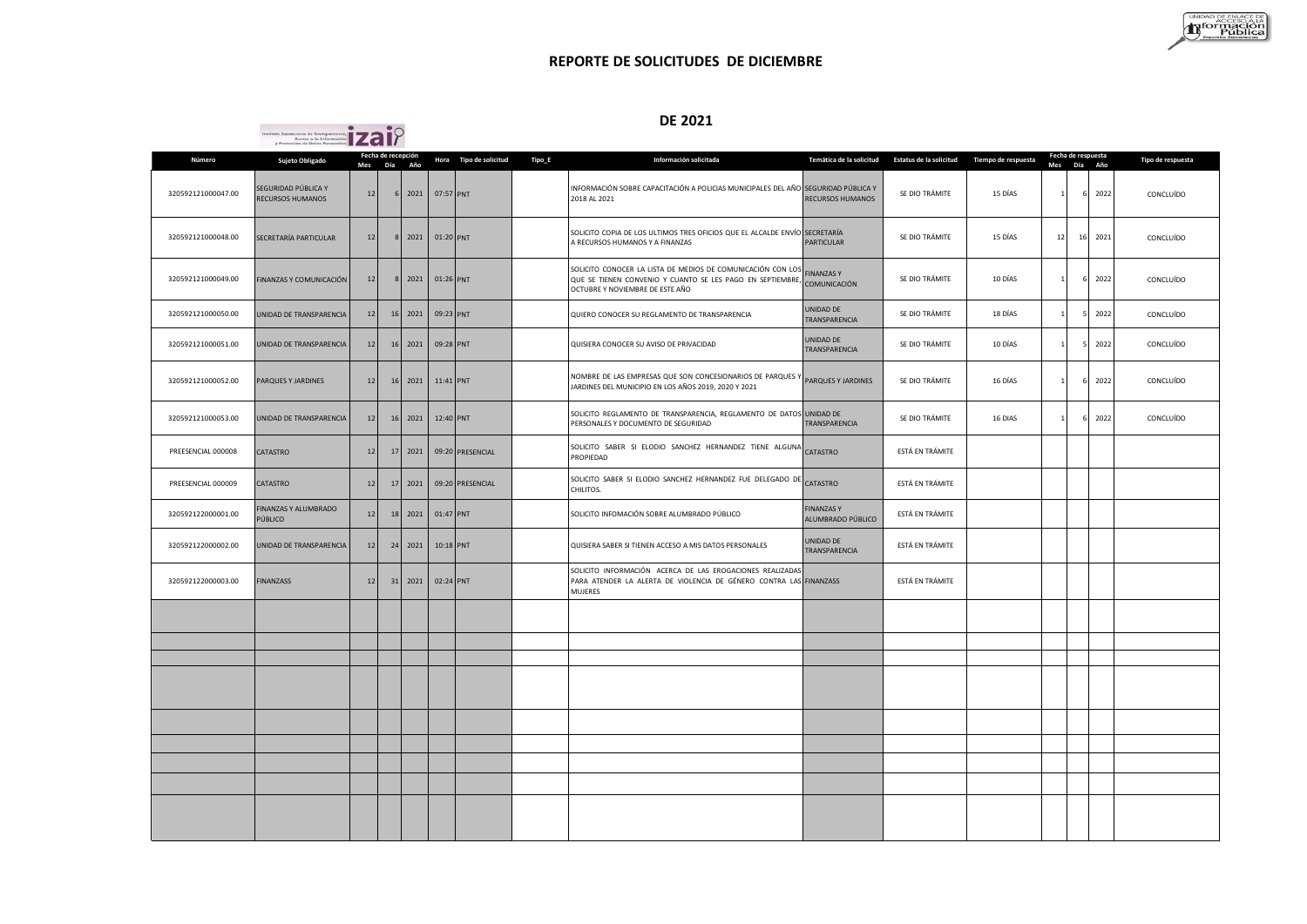## REPORTE DE SOLICITUDES DE DICIEMBRE

## DE 2021

| Número | Sujeto Obligado | Fecha de recepción | | | Hora | Tipo de solicitud | Tipo_E | Información solicitada | Temática de la solicitud | Estatus de la solicitud | Tiempo de respuesta | Fecha de respuesta | | | Tipo de respuesta |
|---|---|---|---|---|---|---|---|---|---|---|---|---|---|---|---|
| | | Mes | Día | Año | | | | | | | | Mes | Día | Año | |
| 320592121000047.00 | SEGURIDAD PÚBLICA Y RECURSOS HUMANOS | 12 | 6 | 2021 | 07:57 | PNT | | INFORMACIÓN SOBRE CAPACITACIÓN A POLICIAS MUNICIPALES DEL AÑO 2018 AL 2021 | SEGURIDAD PÚBLICA Y RECURSOS HUMANOS | SE DIO TRÁMITE | 15 DÍAS | 1 | 6 | 2022 | CONCLUÍDO |
| 320592121000048.00 | SECRETARÍA PARTICULAR | 12 | 8 | 2021 | 01:20 | PNT | | SOLICITO COPIA DE LOS ULTIMOS TRES OFICIOS QUE EL ALCALDE ENVÍO A RECURSOS HUMANOS Y A FINANZAS | SECRETARÍA PARTICULAR | SE DIO TRÁMITE | 15 DÍAS | 12 | 16 | 2021 | CONCLUÍDO |
| 320592121000049.00 | FINANZAS Y COMUNICACIÓN | 12 | 8 | 2021 | 01:26 | PNT | | SOLICITO CONOCER LA LISTA DE MEDIOS DE COMUNICACIÓN CON LOS QUE SE TIENEN CONVENIO Y CUANTO SE LES PAGO EN SEPTIEMBRE, OCTUBRE Y NOVIEMBRE DE ESTE AÑO | FINANZAS Y COMUNICACIÓN | SE DIO TRÁMITE | 10 DÍAS | 1 | 6 | 2022 | CONCLUÍDO |
| 320592121000050.00 | UNIDAD DE TRANSPARENCIA | 12 | 16 | 2021 | 09:23 | PNT | | QUIERO CONOCER SU REGLAMENTO DE TRANSPARENCIA | UNIDAD DE TRANSPARENCIA | SE DIO TRÁMITE | 18 DÍAS | 1 | 5 | 2022 | CONCLUÍDO |
| 320592121000051.00 | UNIDAD DE TRANSPARENCIA | 12 | 16 | 2021 | 09:28 | PNT | | QUISIERA CONOCER SU AVISO DE PRIVACIDAD | UNIDAD DE TRANSPARENCIA | SE DIO TRÁMITE | 10 DÍAS | 1 | 5 | 2022 | CONCLUÍDO |
| 320592121000052.00 | PARQUES Y JARDINES | 12 | 16 | 2021 | 11:41 | PNT | | NOMBRE DE LAS EMPRESAS QUE SON CONCESIONARIOS DE PARQUES Y JARDINES DEL MUNICIPIO EN LOS AÑOS 2019, 2020 Y 2021 | PARQUES Y JARDINES | SE DIO TRÁMITE | 16 DÍAS | 1 | 6 | 2022 | CONCLUÍDO |
| 320592121000053.00 | UNIDAD DE TRANSPARENCIA | 12 | 16 | 2021 | 12:40 | PNT | | SOLICITO REGLAMENTO DE TRANSPARENCIA, REGLAMENTO DE DATOS PERSONALES Y DOCUMENTO DE SEGURIDAD | UNIDAD DE TRANSPARENCIA | SE DIO TRÁMITE | 16 DIAS | 1 | 6 | 2022 | CONCLUÍDO |
| PREESENCIAL 000008 | CATASTRO | 12 | 17 | 2021 | 09:20 | PRESENCIAL | | SOLICITO SABER SI ELODIO SANCHEZ HERNANDEZ TIENE ALGUNA PROPIEDAD | CATASTRO | ESTÁ EN TRÁMITE | | | | | |
| PREESENCIAL 000009 | CATASTRO | 12 | 17 | 2021 | 09:20 | PRESENCIAL | | SOLICITO SABER SI ELODIO SANCHEZ HERNANDEZ FUE DELEGADO DE CHILITOS. | CATASTRO | ESTÁ EN TRÁMITE | | | | | |
| 320592122000001.00 | FINANZAS Y ALUMBRADO PÚBLICO | 12 | 18 | 2021 | 01:47 | PNT | | SOLICITO INFOMACIÓN SOBRE ALUMBRADO PÚBLICO | FINANZAS Y ALUMBRADO PÚBLICO | ESTÁ EN TRÁMITE | | | | | |
| 320592122000002.00 | UNIDAD DE TRANSPARENCIA | 12 | 24 | 2021 | 10:18 | PNT | | QUISIERA SABER SI TIENEN ACCESO A MIS DATOS PERSONALES | UNIDAD DE TRANSPARENCIA | ESTÁ EN TRÁMITE | | | | | |
| 320592122000003.00 | FINANZASS | 12 | 31 | 2021 | 02:24 | PNT | | SOLICITO INFORMACIÓN ACERCA DE LAS EROGACIONES REALIZADAS PARA ATENDER LA ALERTA DE VIOLENCIA DE GÉNERO CONTRA LAS MUJERES | FINANZASS | ESTÁ EN TRÁMITE | | | | | |